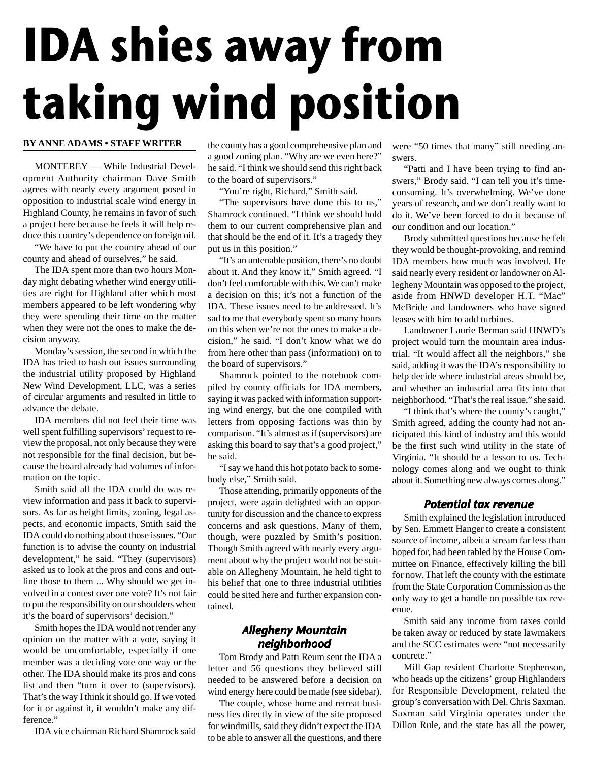# IDA shies away from taking wind position

**BY ANNE ADAMS • STAFF WRITER**

MONTEREY — While Industrial Development Authority chairman Dave Smith agrees with nearly every argument posed in opposition to industrial scale wind energy in Highland County, he remains in favor of such a project here because he feels it will help reduce this country's dependence on foreign oil.

"We have to put the country ahead of our county and ahead of ourselves," he said.

The IDA spent more than two hours Monday night debating whether wind energy utilities are right for Highland after which most members appeared to be left wondering why they were spending their time on the matter when they were not the ones to make the decision anyway.

Monday's session, the second in which the IDA has tried to hash out issues surrounding the industrial utility proposed by Highland New Wind Development, LLC, was a series of circular arguments and resulted in little to advance the debate.

IDA members did not feel their time was well spent fulfilling supervisors' request to review the proposal, not only because they were not responsible for the final decision, but because the board already had volumes of information on the topic.

Smith said all the IDA could do was review information and pass it back to supervisors. As far as height limits, zoning, legal aspects, and economic impacts, Smith said the IDA could do nothing about those issues. "Our function is to advise the county on industrial development," he said. "They (supervisors) asked us to look at the pros and cons and outline those to them ... Why should we get involved in a contest over one vote? It's not fair to put the responsibility on our shoulders when it's the board of supervisors' decision."

Smith hopes the IDA would not render any opinion on the matter with a vote, saying it would be uncomfortable, especially if one member was a deciding vote one way or the other. The IDA should make its pros and cons list and then "turn it over to (supervisors). That's the way I think it should go. If we voted for it or against it, it wouldn't make any difference."

IDA vice chairman Richard Shamrock said the county has a good comprehensive plan and a good zoning plan. "Why are we even here?" he said. "I think we should send this right back to the board of supervisors."

"You're right, Richard," Smith said.

"The supervisors have done this to us," Shamrock continued. "I think we should hold them to our current comprehensive plan and that should be the end of it. It's a tragedy they put us in this position."

"It's an untenable position, there's no doubt about it. And they know it," Smith agreed. "I don't feel comfortable with this. We can't make a decision on this; it's not a function of the IDA. These issues need to be addressed. It's sad to me that everybody spent so many hours on this when we're not the ones to make a decision," he said. "I don't know what we do from here other than pass (information) on to the board of supervisors."

Shamrock pointed to the notebook compiled by county officials for IDA members, saying it was packed with information supporting wind energy, but the one compiled with letters from opposing factions was thin by comparison. "It's almost as if (supervisors) are asking this board to say that's a good project," he said.

"I say we hand this hot potato back to somebody else," Smith said.

Those attending, primarily opponents of the project, were again delighted with an opportunity for discussion and the chance to express concerns and ask questions. Many of them, though, were puzzled by Smith's position. Though Smith agreed with nearly every argument about why the project would not be suitable on Allegheny Mountain, he held tight to his belief that one to three industrial utilities could be sited here and further expansion contained.

### Allegheny Mountain neighborhood

Tom Brody and Patti Reum sent the IDA a letter and 56 questions they believed still needed to be answered before a decision on wind energy here could be made (see sidebar).

The couple, whose home and retreat business lies directly in view of the site proposed for windmills, said they didn't expect the IDA to be able to answer all the questions, and there were "50 times that many" still needing answers.

"Patti and I have been trying to find answers," Brody said. "I can tell you it's time-consuming. It's overwhelming. We've done years of research, and we don't really want to do it. We've been forced to do it because of our condition and our location."

Brody submitted questions because he felt they would be thought-provoking, and remind IDA members how much was involved. He said nearly every resident or landowner on Allegheny Mountain was opposed to the project, aside from HNWD developer H.T. "Mac" McBride and landowners who have signed leases with him to add turbines.

Landowner Laurie Berman said HNWD's project would turn the mountain area industrial. "It would affect all the neighbors," she said, adding it was the IDA's responsibility to help decide where industrial areas should be, and whether an industrial area fits into that neighborhood. "That's the real issue," she said.

"I think that's where the county's caught," Smith agreed, adding the county had not anticipated this kind of industry and this would be the first such wind utility in the state of Virginia. "It should be a lesson to us. Technology comes along and we ought to think about it. Something new always comes along."

### Potential tax revenue

Smith explained the legislation introduced by Sen. Emmett Hanger to create a consistent source of income, albeit a stream far less than hoped for, had been tabled by the House Committee on Finance, effectively killing the bill for now. That left the county with the estimate from the State Corporation Commission as the only way to get a handle on possible tax revenue.

Smith said any income from taxes could be taken away or reduced by state lawmakers and the SCC estimates were "not necessarily concrete."

Mill Gap resident Charlotte Stephenson, who heads up the citizens' group Highlanders for Responsible Development, related the group's conversation with Del. Chris Saxman. Saxman said Virginia operates under the Dillon Rule, and the state has all the power,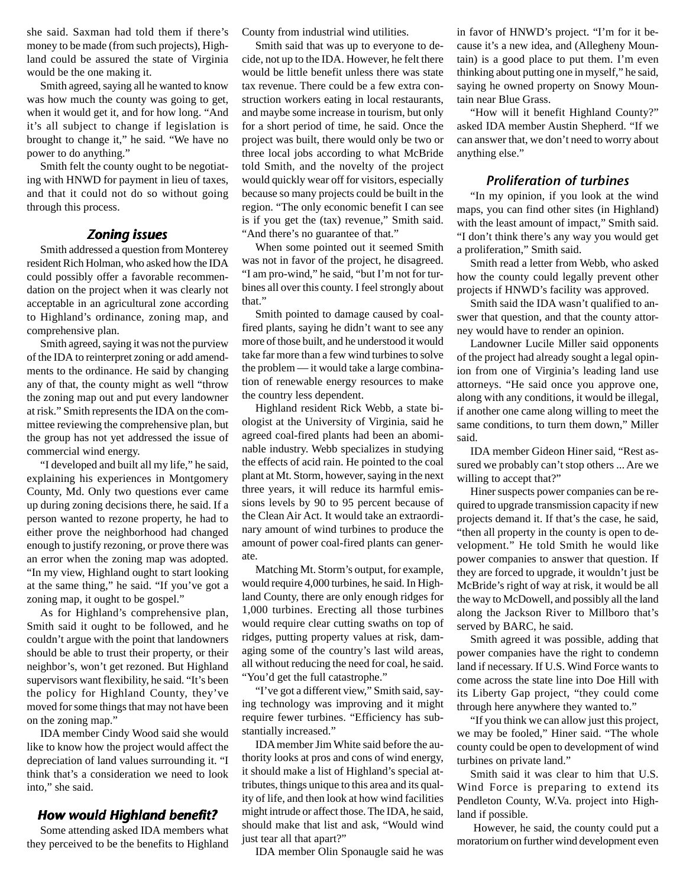she said. Saxman had told them if there's money to be made (from such projects), Highland could be assured the state of Virginia would be the one making it.

Smith agreed, saying all he wanted to know was how much the county was going to get, when it would get it, and for how long. "And it's all subject to change if legislation is brought to change it," he said. "We have no power to do anything."

Smith felt the county ought to be negotiating with HNWD for payment in lieu of taxes, and that it could not do so without going through this process.

### Zoning issues

Smith addressed a question from Monterey resident Rich Holman, who asked how the IDA could possibly offer a favorable recommendation on the project when it was clearly not acceptable in an agricultural zone according to Highland's ordinance, zoning map, and comprehensive plan.

Smith agreed, saying it was not the purview of the IDA to reinterpret zoning or add amendments to the ordinance. He said by changing any of that, the county might as well "throw the zoning map out and put every landowner at risk." Smith represents the IDA on the committee reviewing the comprehensive plan, but the group has not yet addressed the issue of commercial wind energy.

"I developed and built all my life," he said, explaining his experiences in Montgomery County, Md. Only two questions ever came up during zoning decisions there, he said. If a person wanted to rezone property, he had to either prove the neighborhood had changed enough to justify rezoning, or prove there was an error when the zoning map was adopted. "In my view, Highland ought to start looking at the same thing," he said. "If you've got a zoning map, it ought to be gospel."

As for Highland's comprehensive plan, Smith said it ought to be followed, and he couldn't argue with the point that landowners should be able to trust their property, or their neighbor's, won't get rezoned. But Highland supervisors want flexibility, he said. "It's been the policy for Highland County, they've moved for some things that may not have been on the zoning map."

IDA member Cindy Wood said she would like to know how the project would affect the depreciation of land values surrounding it. "I think that's a consideration we need to look into," she said.

### How would Highland benefit?

Some attending asked IDA members what they perceived to be the benefits to Highland County from industrial wind utilities.

Smith said that was up to everyone to decide, not up to the IDA. However, he felt there would be little benefit unless there was state tax revenue. There could be a few extra construction workers eating in local restaurants, and maybe some increase in tourism, but only for a short period of time, he said. Once the project was built, there would only be two or three local jobs according to what McBride told Smith, and the novelty of the project would quickly wear off for visitors, especially because so many projects could be built in the region. "The only economic benefit I can see is if you get the (tax) revenue," Smith said. "And there's no guarantee of that."

When some pointed out it seemed Smith was not in favor of the project, he disagreed. "I am pro-wind," he said, "but I'm not for turbines all over this county. I feel strongly about that."

Smith pointed to damage caused by coal-fired plants, saying he didn't want to see any more of those built, and he understood it would take far more than a few wind turbines to solve the problem — it would take a large combination of renewable energy resources to make the country less dependent.

Highland resident Rick Webb, a state biologist at the University of Virginia, said he agreed coal-fired plants had been an abominable industry. Webb specializes in studying the effects of acid rain. He pointed to the coal plant at Mt. Storm, however, saying in the next three years, it will reduce its harmful emissions levels by 90 to 95 percent because of the Clean Air Act. It would take an extraordinary amount of wind turbines to produce the amount of power coal-fired plants can generate.

Matching Mt. Storm's output, for example, would require 4,000 turbines, he said. In Highland County, there are only enough ridges for 1,000 turbines. Erecting all those turbines would require clear cutting swaths on top of ridges, putting property values at risk, damaging some of the country's last wild areas, all without reducing the need for coal, he said. "You'd get the full catastrophe."

"I've got a different view," Smith said, saying technology was improving and it might require fewer turbines. "Efficiency has substantially increased."

IDA member Jim White said before the authority looks at pros and cons of wind energy, it should make a list of Highland's special attributes, things unique to this area and its quality of life, and then look at how wind facilities might intrude or affect those. The IDA, he said, should make that list and ask, "Would wind just tear all that apart?"

IDA member Olin Sponaugle said he was in favor of HNWD's project. "I'm for it because it's a new idea, and (Allegheny Mountain) is a good place to put them. I'm even thinking about putting one in myself," he said, saying he owned property on Snowy Mountain near Blue Grass.

"How will it benefit Highland County?" asked IDA member Austin Shepherd. "If we can answer that, we don't need to worry about anything else."

### Proliferation of turbines

"In my opinion, if you look at the wind maps, you can find other sites (in Highland) with the least amount of impact," Smith said. "I don't think there's any way you would get a proliferation," Smith said.

Smith read a letter from Webb, who asked how the county could legally prevent other projects if HNWD's facility was approved.

Smith said the IDA wasn't qualified to answer that question, and that the county attorney would have to render an opinion.

Landowner Lucile Miller said opponents of the project had already sought a legal opinion from one of Virginia's leading land use attorneys. "He said once you approve one, along with any conditions, it would be illegal, if another one came along willing to meet the same conditions, to turn them down," Miller said.

IDA member Gideon Hiner said, "Rest assured we probably can't stop others ... Are we willing to accept that?"

Hiner suspects power companies can be required to upgrade transmission capacity if new projects demand it. If that's the case, he said, "then all property in the county is open to development." He told Smith he would like power companies to answer that question. If they are forced to upgrade, it wouldn't just be McBride's right of way at risk, it would be all the way to McDowell, and possibly all the land along the Jackson River to Millboro that's served by BARC, he said.

Smith agreed it was possible, adding that power companies have the right to condemn land if necessary. If U.S. Wind Force wants to come across the state line into Doe Hill with its Liberty Gap project, "they could come through here anywhere they wanted to."

"If you think we can allow just this project, we may be fooled," Hiner said. "The whole county could be open to development of wind turbines on private land."

Smith said it was clear to him that U.S. Wind Force is preparing to extend its Pendleton County, W.Va. project into Highland if possible.

However, he said, the county could put a moratorium on further wind development even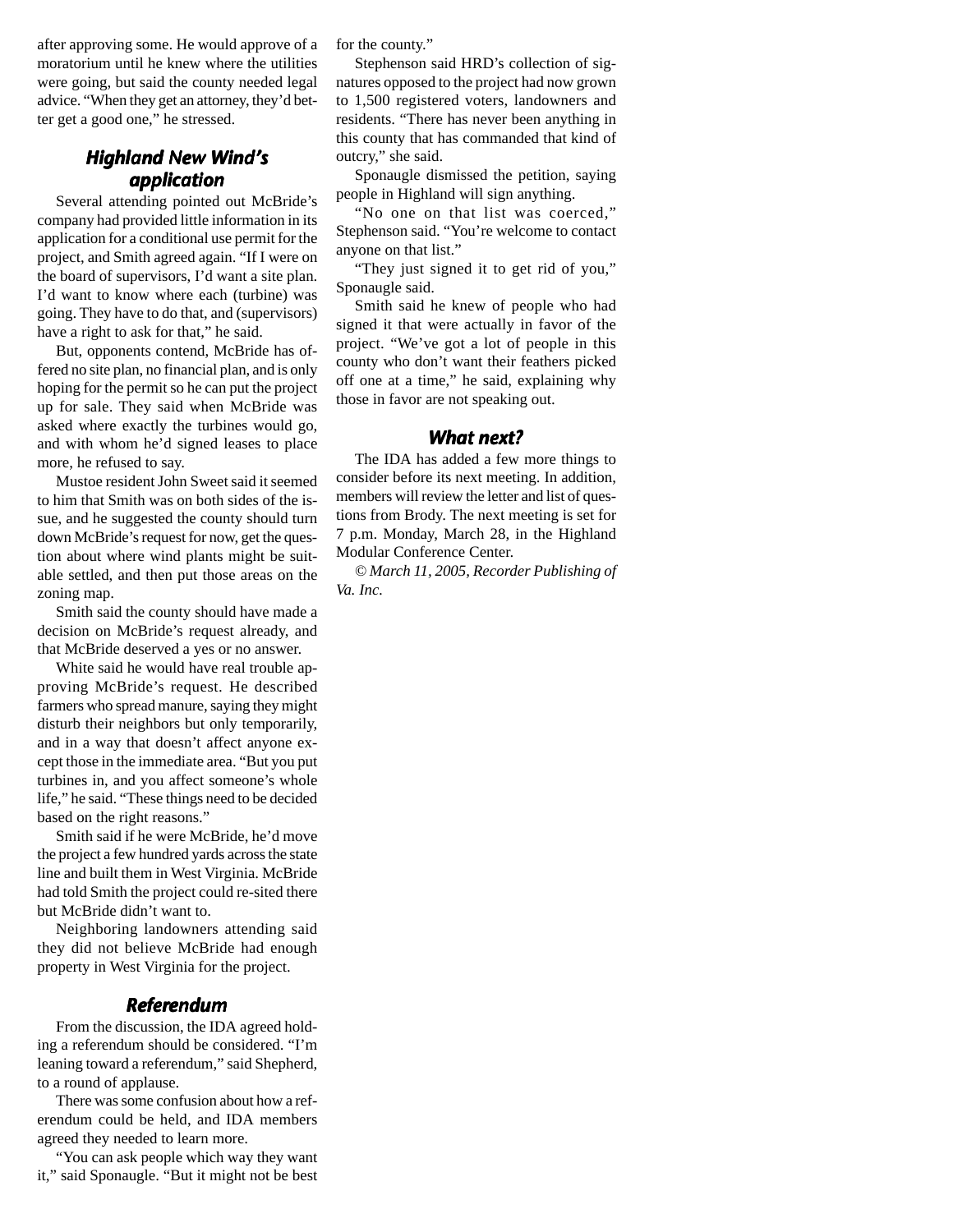after approving some. He would approve of a moratorium until he knew where the utilities were going, but said the county needed legal advice. "When they get an attorney, they'd better get a good one," he stressed.

### Highland New Wind's application

Several attending pointed out McBride's company had provided little information in its application for a conditional use permit for the project, and Smith agreed again. "If I were on the board of supervisors, I'd want a site plan. I'd want to know where each (turbine) was going. They have to do that, and (supervisors) have a right to ask for that," he said.

But, opponents contend, McBride has offered no site plan, no financial plan, and is only hoping for the permit so he can put the project up for sale. They said when McBride was asked where exactly the turbines would go, and with whom he'd signed leases to place more, he refused to say.

Mustoe resident John Sweet said it seemed to him that Smith was on both sides of the issue, and he suggested the county should turn down McBride's request for now, get the question about where wind plants might be suitable settled, and then put those areas on the zoning map.

Smith said the county should have made a decision on McBride's request already, and that McBride deserved a yes or no answer.

White said he would have real trouble approving McBride's request. He described farmers who spread manure, saying they might disturb their neighbors but only temporarily, and in a way that doesn't affect anyone except those in the immediate area. "But you put turbines in, and you affect someone's whole life," he said. "These things need to be decided based on the right reasons."

Smith said if he were McBride, he'd move the project a few hundred yards across the state line and built them in West Virginia. McBride had told Smith the project could re-sited there but McBride didn't want to.

Neighboring landowners attending said they did not believe McBride had enough property in West Virginia for the project.

### Referendum

From the discussion, the IDA agreed holding a referendum should be considered. "I'm leaning toward a referendum," said Shepherd, to a round of applause.

There was some confusion about how a referendum could be held, and IDA members agreed they needed to learn more.

"You can ask people which way they want it," said Sponaugle. "But it might not be best for the county."

Stephenson said HRD's collection of signatures opposed to the project had now grown to 1,500 registered voters, landowners and residents. "There has never been anything in this county that has commanded that kind of outcry," she said.

Sponaugle dismissed the petition, saying people in Highland will sign anything.

"No one on that list was coerced," Stephenson said. "You're welcome to contact anyone on that list."

"They just signed it to get rid of you," Sponaugle said.

Smith said he knew of people who had signed it that were actually in favor of the project. "We've got a lot of people in this county who don't want their feathers picked off one at a time," he said, explaining why those in favor are not speaking out.

### What next?

The IDA has added a few more things to consider before its next meeting. In addition, members will review the letter and list of questions from Brody. The next meeting is set for 7 p.m. Monday, March 28, in the Highland Modular Conference Center.

*© March 11, 2005, Recorder Publishing of Va. Inc.*